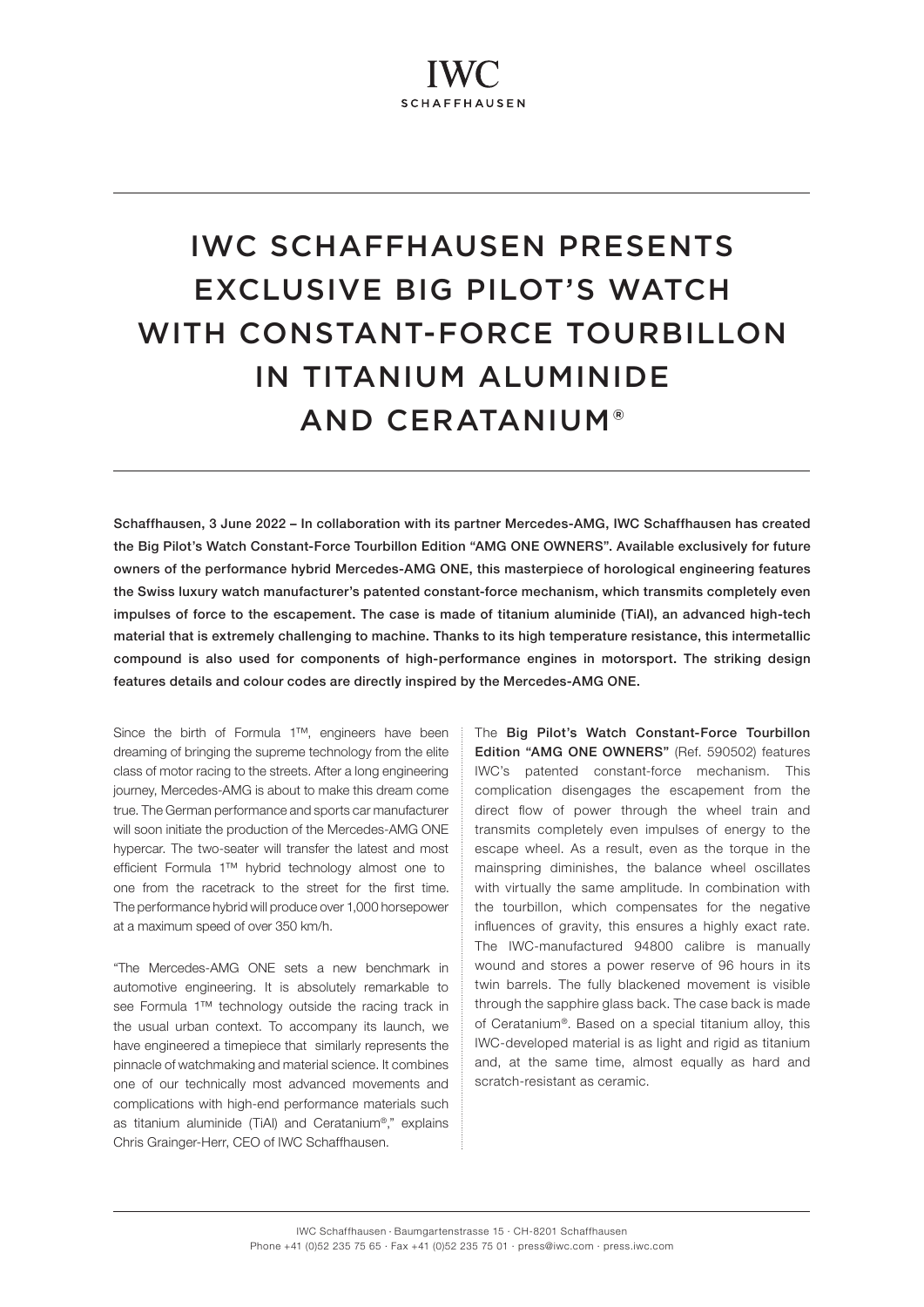IWC
SCHAFFHAUSEN

# IWC SCHAFFHAUSEN PRESENTS EXCLUSIVE BIG PILOT'S WATCH WITH CONSTANT-FORCE TOURBILLON IN TITANIUM ALUMINIDE AND CERATANIUM®

**Schaffhausen, 3 June 2022 – In collaboration with its partner Mercedes-AMG, IWC Schaffhausen has created the Big Pilot's Watch Constant-Force Tourbillon Edition "AMG ONE OWNERS". Available exclusively for future owners of the performance hybrid Mercedes-AMG ONE, this masterpiece of horological engineering features the Swiss luxury watch manufacturer's patented constant-force mechanism, which transmits completely even impulses of force to the escapement. The case is made of titanium aluminide (TiAl), an advanced high-tech material that is extremely challenging to machine. Thanks to its high temperature resistance, this intermetallic compound is also used for components of high-performance engines in motorsport. The striking design features details and colour codes are directly inspired by the Mercedes-AMG ONE.**

Since the birth of Formula 1™, engineers have been dreaming of bringing the supreme technology from the elite class of motor racing to the streets. After a long engineering journey, Mercedes-AMG is about to make this dream come true. The German performance and sports car manufacturer will soon initiate the production of the Mercedes-AMG ONE hypercar. The two-seater will transfer the latest and most efficient Formula 1™ hybrid technology almost one to one from the racetrack to the street for the first time. The performance hybrid will produce over 1,000 horsepower at a maximum speed of over 350 km/h.

"The Mercedes-AMG ONE sets a new benchmark in automotive engineering. It is absolutely remarkable to see Formula 1™ technology outside the racing track in the usual urban context. To accompany its launch, we have engineered a timepiece that similarly represents the pinnacle of watchmaking and material science. It combines one of our technically most advanced movements and complications with high-end performance materials such as titanium aluminide (TiAl) and Ceratanium®," explains Chris Grainger-Herr, CEO of IWC Schaffhausen.

The **Big Pilot's Watch Constant-Force Tourbillon Edition "AMG ONE OWNERS"** (Ref. 590502) features IWC's patented constant-force mechanism. This complication disengages the escapement from the direct flow of power through the wheel train and transmits completely even impulses of energy to the escape wheel. As a result, even as the torque in the mainspring diminishes, the balance wheel oscillates with virtually the same amplitude. In combination with the tourbillon, which compensates for the negative influences of gravity, this ensures a highly exact rate. The IWC-manufactured 94800 calibre is manually wound and stores a power reserve of 96 hours in its twin barrels. The fully blackened movement is visible through the sapphire glass back. The case back is made of Ceratanium®. Based on a special titanium alloy, this IWC-developed material is as light and rigid as titanium and, at the same time, almost equally as hard and scratch-resistant as ceramic.

IWC Schaffhausen · Baumgartenstrasse 15 · CH-8201 Schaffhausen
Phone +41 (0)52 235 75 65 · Fax +41 (0)52 235 75 01 · press@iwc.com · press.iwc.com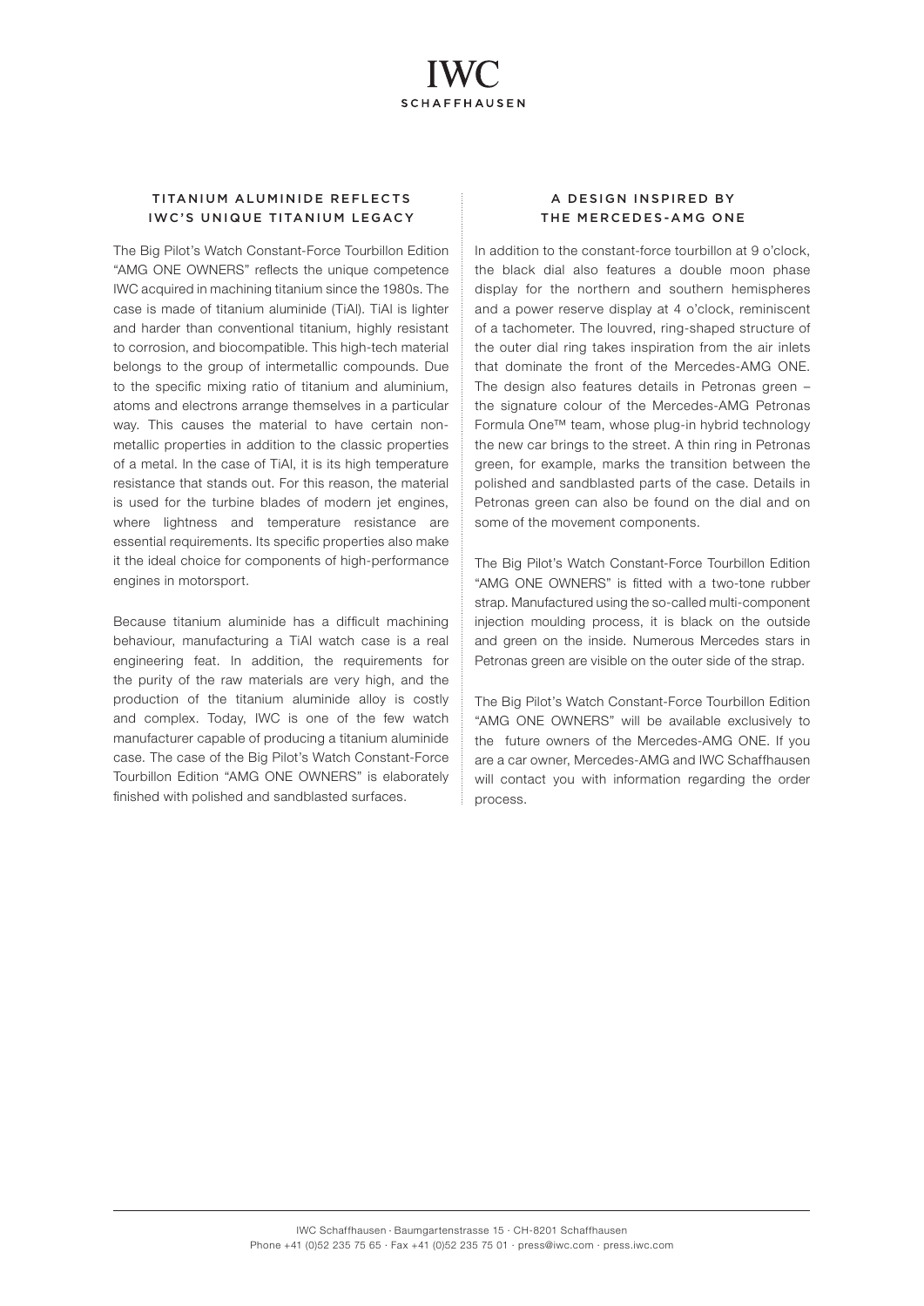## TITANIUM ALUMINIDE REFLECTS IWC'S UNIQUE TITANIUM LEGACY

The Big Pilot's Watch Constant-Force Tourbillon Edition "AMG ONE OWNERS" reflects the unique competence IWC acquired in machining titanium since the 1980s. The case is made of titanium aluminide (TiAl). TiAl is lighter and harder than conventional titanium, highly resistant to corrosion, and biocompatible. This high-tech material belongs to the group of intermetallic compounds. Due to the specific mixing ratio of titanium and aluminium, atoms and electrons arrange themselves in a particular way. This causes the material to have certain non-metallic properties in addition to the classic properties of a metal. In the case of TiAl, it is its high temperature resistance that stands out. For this reason, the material is used for the turbine blades of modern jet engines, where lightness and temperature resistance are essential requirements. Its specific properties also make it the ideal choice for components of high-performance engines in motorsport.

Because titanium aluminide has a difficult machining behaviour, manufacturing a TiAl watch case is a real engineering feat. In addition, the requirements for the purity of the raw materials are very high, and the production of the titanium aluminide alloy is costly and complex. Today, IWC is one of the few watch manufacturer capable of producing a titanium aluminide case. The case of the Big Pilot's Watch Constant-Force Tourbillon Edition "AMG ONE OWNERS" is elaborately finished with polished and sandblasted surfaces.

## A DESIGN INSPIRED BY THE MERCEDES-AMG ONE

In addition to the constant-force tourbillon at 9 o'clock, the black dial also features a double moon phase display for the northern and southern hemispheres and a power reserve display at 4 o'clock, reminiscent of a tachometer. The louvred, ring-shaped structure of the outer dial ring takes inspiration from the air inlets that dominate the front of the Mercedes-AMG ONE. The design also features details in Petronas green – the signature colour of the Mercedes-AMG Petronas Formula One™ team, whose plug-in hybrid technology the new car brings to the street. A thin ring in Petronas green, for example, marks the transition between the polished and sandblasted parts of the case. Details in Petronas green can also be found on the dial and on some of the movement components.

The Big Pilot's Watch Constant-Force Tourbillon Edition "AMG ONE OWNERS" is fitted with a two-tone rubber strap. Manufactured using the so-called multi-component injection moulding process, it is black on the outside and green on the inside. Numerous Mercedes stars in Petronas green are visible on the outer side of the strap.

The Big Pilot's Watch Constant-Force Tourbillon Edition "AMG ONE OWNERS" will be available exclusively to the future owners of the Mercedes-AMG ONE. If you are a car owner, Mercedes-AMG and IWC Schaffhausen will contact you with information regarding the order process.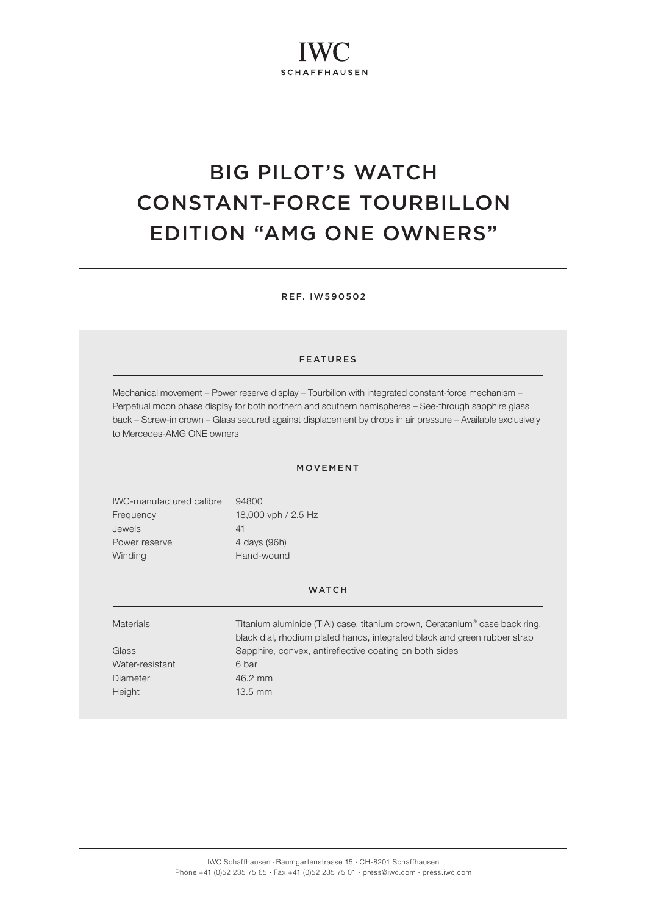IWC
SCHAFFHAUSEN

# BIG PILOT'S WATCH CONSTANT-FORCE TOURBILLON EDITION "AMG ONE OWNERS"

REF. IW590502

## FEATURES

Mechanical movement – Power reserve display – Tourbillon with integrated constant-force mechanism – Perpetual moon phase display for both northern and southern hemispheres – See-through sapphire glass back – Screw-in crown – Glass secured against displacement by drops in air pressure – Available exclusively to Mercedes-AMG ONE owners

## MOVEMENT

| | |
|---|---|
| IWC-manufactured calibre | 94800 |
| Frequency | 18,000 vph / 2.5 Hz |
| Jewels | 41 |
| Power reserve | 4 days (96h) |
| Winding | Hand-wound |

## WATCH

| | |
|---|---|
| Materials | Titanium aluminide (TiAl) case, titanium crown, Ceratanium® case back ring, black dial, rhodium plated hands, integrated black and green rubber strap |
| Glass | Sapphire, convex, antireflective coating on both sides |
| Water-resistant | 6 bar |
| Diameter | 46.2 mm |
| Height | 13.5 mm |

IWC Schaffhausen · Baumgartenstrasse 15 · CH-8201 Schaffhausen
Phone +41 (0)52 235 75 65 · Fax +41 (0)52 235 75 01 · press@iwc.com · press.iwc.com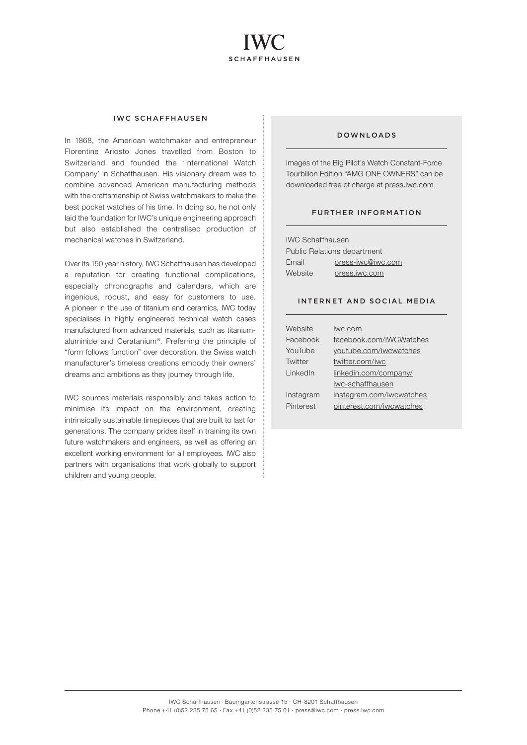## IWC SCHAFFHAUSEN

In 1868, the American watchmaker and entrepreneur Florentine Ariosto Jones travelled from Boston to Switzerland and founded the 'International Watch Company' in Schaffhausen. His visionary dream was to combine advanced American manufacturing methods with the craftsmanship of Swiss watchmakers to make the best pocket watches of his time. In doing so, he not only laid the foundation for IWC's unique engineering approach but also established the centralised production of mechanical watches in Switzerland.

Over its 150 year history, IWC Schaffhausen has developed a reputation for creating functional complications, especially chronographs and calendars, which are ingenious, robust, and easy for customers to use. A pioneer in the use of titanium and ceramics, IWC today specialises in highly engineered technical watch cases manufactured from advanced materials, such as titanium-aluminide and Ceratanium®. Preferring the principle of "form follows function" over decoration, the Swiss watch manufacturer's timeless creations embody their owners' dreams and ambitions as they journey through life.

IWC sources materials responsibly and takes action to minimise its impact on the environment, creating intrinsically sustainable timepieces that are built to last for generations. The company prides itself in training its own future watchmakers and engineers, as well as offering an excellent working environment for all employees. IWC also partners with organisations that work globally to support children and young people.

## DOWNLOADS

Images of the Big Pilot's Watch Constant-Force Tourbillon Edition "AMG ONE OWNERS" can be downloaded free of charge at press.iwc.com

## FURTHER INFORMATION

IWC Schaffhausen
Public Relations department

| | |
|---|---|
| Email | press-iwc@iwc.com |
| Website | press.iwc.com |

## INTERNET AND SOCIAL MEDIA

| | |
|---|---|
| Website | iwc.com |
| Facebook | facebook.com/IWCWatches |
| YouTube | youtube.com/iwcwatches |
| Twitter | twitter.com/iwc |
| LinkedIn | linkedin.com/company/iwc-schaffhausen |
| Instagram | instagram.com/iwcwatches |
| Pinterest | pinterest.com/iwcwatches |